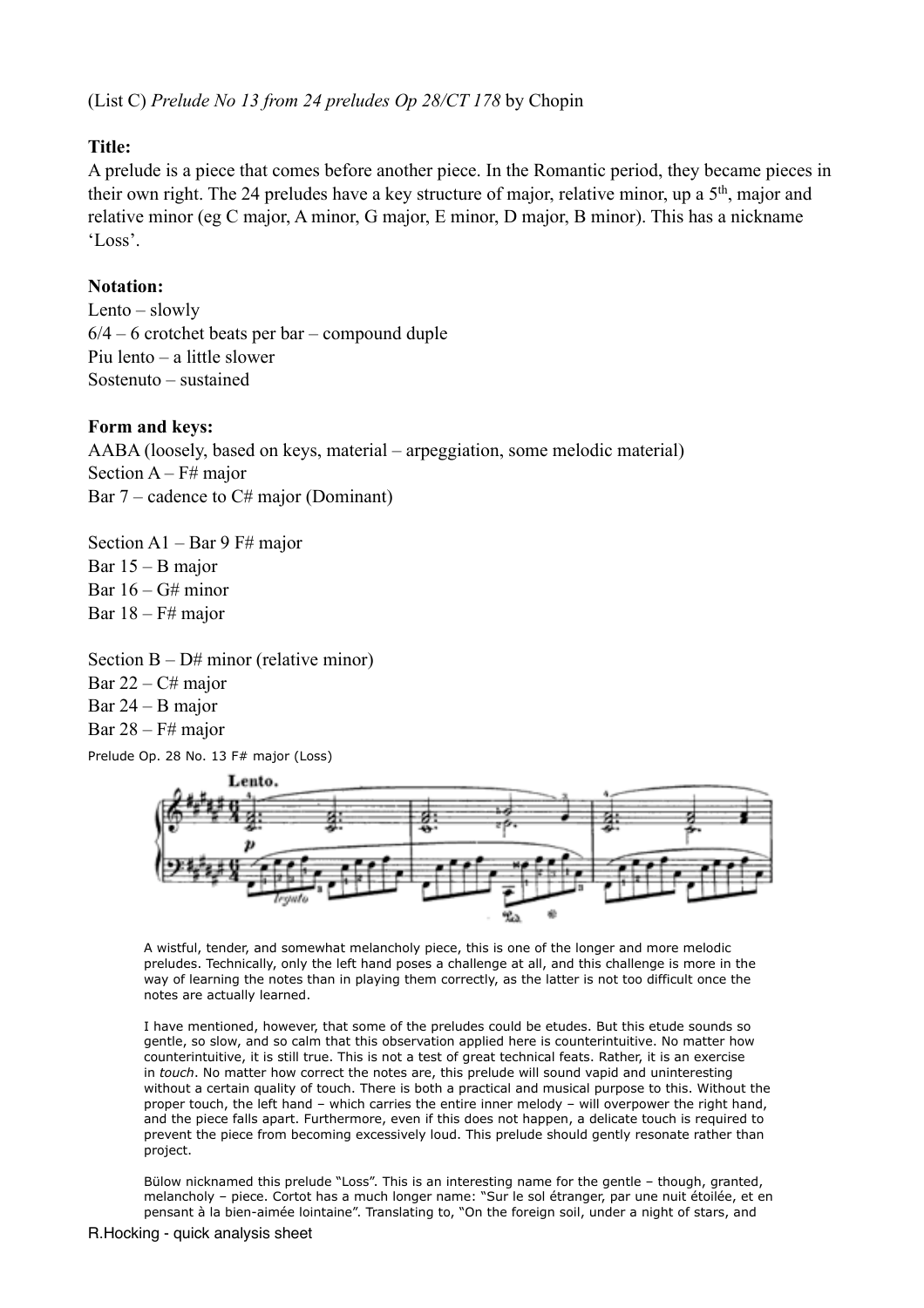(List C) *Prelude No 13 from 24 preludes Op 28/CT 178* by Chopin

**Title:**
A prelude is a piece that comes before another piece. In the Romantic period, they became pieces in their own right. The 24 preludes have a key structure of major, relative minor, up a 5th, major and relative minor (eg C major, A minor, G major, E minor, D major, B minor). This has a nickname 'Loss'.

**Notation:**
Lento – slowly
6/4 – 6 crotchet beats per bar – compound duple
Piu lento – a little slower
Sostenuto – sustained

**Form and keys:**
AABA (loosely, based on keys, material – arpeggiation, some melodic material)
Section A – F# major
Bar 7 – cadence to C# major (Dominant)

Section A1 – Bar 9 F# major
Bar 15 – B major
Bar 16 – G# minor
Bar 18 – F# major

Section B – D# minor (relative minor)
Bar 22 – C# major
Bar 24 – B major
Bar 28 – F# major

Prelude Op. 28 No. 13 F# major (Loss)

A wistful, tender, and somewhat melancholy piece, this is one of the longer and more melodic preludes. Technically, only the left hand poses a challenge at all, and this challenge is more in the way of learning the notes than in playing them correctly, as the latter is not too difficult once the notes are actually learned.

I have mentioned, however, that some of the preludes could be etudes. But this etude sounds so gentle, so slow, and so calm that this observation applied here is counterintuitive. No matter how counterintuitive, it is still true. This is not a test of great technical feats. Rather, it is an exercise in *touch*. No matter how correct the notes are, this prelude will sound vapid and uninteresting without a certain quality of touch. There is both a practical and musical purpose to this. Without the proper touch, the left hand – which carries the entire inner melody – will overpower the right hand, and the piece falls apart. Furthermore, even if this does not happen, a delicate touch is required to prevent the piece from becoming excessively loud. This prelude should gently resonate rather than project.

Bülow nicknamed this prelude "Loss". This is an interesting name for the gentle – though, granted, melancholy – piece. Cortot has a much longer name: "Sur le sol étranger, par une nuit étoilée, et en pensant à la bien-aimée lointaine". Translating to, "On the foreign soil, under a night of stars, and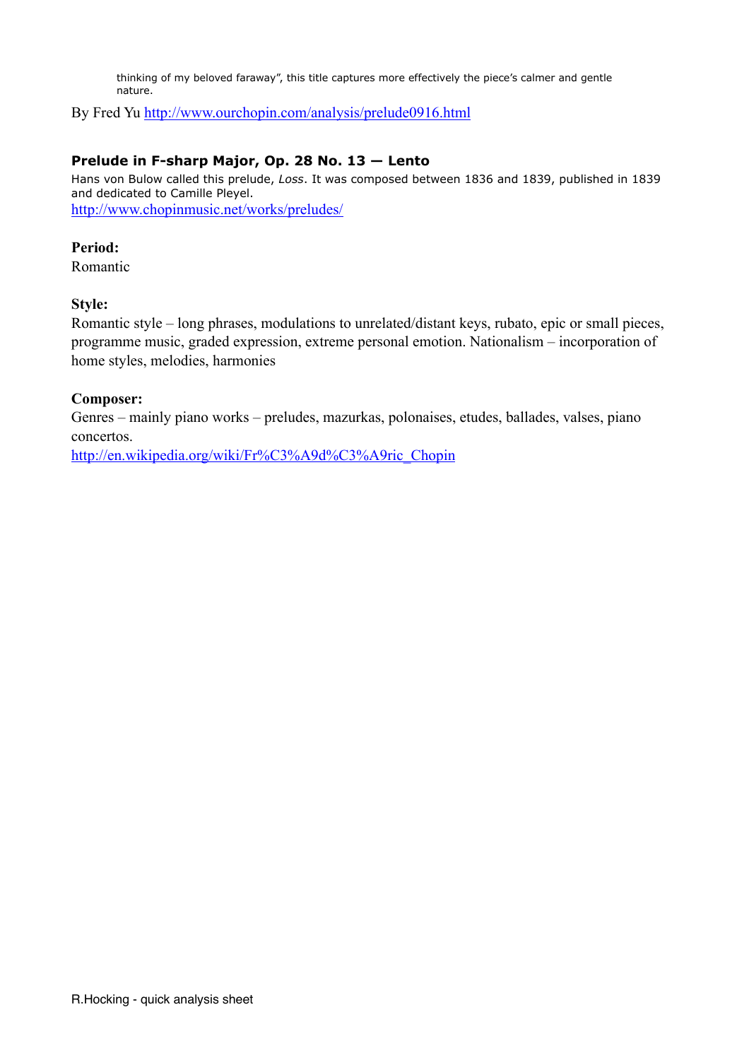thinking of my beloved faraway", this title captures more effectively the piece's calmer and gentle nature.

By Fred Yu http://www.ourchopin.com/analysis/prelude0916.html

### Prelude in F-sharp Major, Op. 28 No. 13 — Lento

Hans von Bulow called this prelude, *Loss*. It was composed between 1836 and 1839, published in 1839 and dedicated to Camille Pleyel.
http://www.chopinmusic.net/works/preludes/

**Period:**
Romantic

**Style:**
Romantic style – long phrases, modulations to unrelated/distant keys, rubato, epic or small pieces, programme music, graded expression, extreme personal emotion. Nationalism – incorporation of home styles, melodies, harmonies

**Composer:**
Genres – mainly piano works – preludes, mazurkas, polonaises, etudes, ballades, valses, piano concertos.
http://en.wikipedia.org/wiki/Fr%C3%A9d%C3%A9ric_Chopin